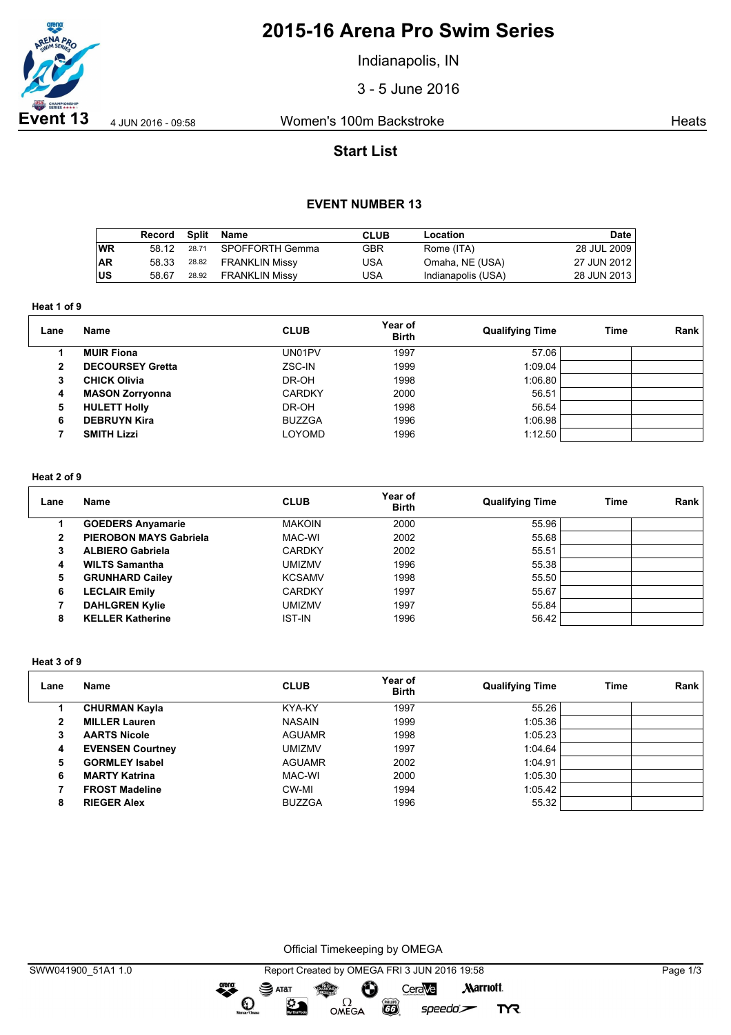# 2015-16 Arena Pro Swim Series

Indianapolis, IN

3 - 5 June 2016

**Event 13** 4 JUN 2016 - 09:58 Women's 100m Backstroke Heats

## Start List

### EVENT NUMBER 13

| | Record | Split | Name | CLUB | Location | Date |
|---|---|---|---|---|---|---|
| WR | 58.12 | 28.71 | SPOFFORTH Gemma | GBR | Rome (ITA) | 28 JUL 2009 |
| AR | 58.33 | 28.82 | FRANKLIN Missy | USA | Omaha, NE (USA) | 27 JUN 2012 |
| US | 58.67 | 28.92 | FRANKLIN Missy | USA | Indianapolis (USA) | 28 JUN 2013 |

**Heat 1 of 9**

| Lane | Name | CLUB | Year of Birth | Qualifying Time | Time | Rank |
|---|---|---|---|---|---|---|
| 1 | **MUIR Fiona** | UN01PV | 1997 | 57.06 | | |
| 2 | **DECOURSEY Gretta** | ZSC-IN | 1999 | 1:09.04 | | |
| 3 | **CHICK Olivia** | DR-OH | 1998 | 1:06.80 | | |
| 4 | **MASON Zorryonna** | CARDKY | 2000 | 56.51 | | |
| 5 | **HULETT Holly** | DR-OH | 1998 | 56.54 | | |
| 6 | **DEBRUYN Kira** | BUZZGA | 1996 | 1:06.98 | | |
| 7 | **SMITH Lizzi** | LOYOMD | 1996 | 1:12.50 | | |

**Heat 2 of 9**

| Lane | Name | CLUB | Year of Birth | Qualifying Time | Time | Rank |
|---|---|---|---|---|---|---|
| 1 | **GOEDERS Anyamarie** | MAKOIN | 2000 | 55.96 | | |
| 2 | **PIEROBON MAYS Gabriela** | MAC-WI | 2002 | 55.68 | | |
| 3 | **ALBIERO Gabriela** | CARDKY | 2002 | 55.51 | | |
| 4 | **WILTS Samantha** | UMIZMV | 1996 | 55.38 | | |
| 5 | **GRUNHARD Cailey** | KCSAMV | 1998 | 55.50 | | |
| 6 | **LECLAIR Emily** | CARDKY | 1997 | 55.67 | | |
| 7 | **DAHLGREN Kylie** | UMIZMV | 1997 | 55.84 | | |
| 8 | **KELLER Katherine** | IST-IN | 1996 | 56.42 | | |

**Heat 3 of 9**

| Lane | Name | CLUB | Year of Birth | Qualifying Time | Time | Rank |
|---|---|---|---|---|---|---|
| 1 | **CHURMAN Kayla** | KYA-KY | 1997 | 55.26 | | |
| 2 | **MILLER Lauren** | NASAIN | 1999 | 1:05.36 | | |
| 3 | **AARTS Nicole** | AGUAMR | 1998 | 1:05.23 | | |
| 4 | **EVENSEN Courtney** | UMIZMV | 1997 | 1:04.64 | | |
| 5 | **GORMLEY Isabel** | AGUAMR | 2002 | 1:04.91 | | |
| 6 | **MARTY Katrina** | MAC-WI | 2000 | 1:05.30 | | |
| 7 | **FROST Madeline** | CW-MI | 1994 | 1:05.42 | | |
| 8 | **RIEGER Alex** | BUZZGA | 1996 | 55.32 | | |

Official Timekeeping by OMEGA

SWW041900_51A1 1.0 Report Created by OMEGA FRI 3 JUN 2016 19:58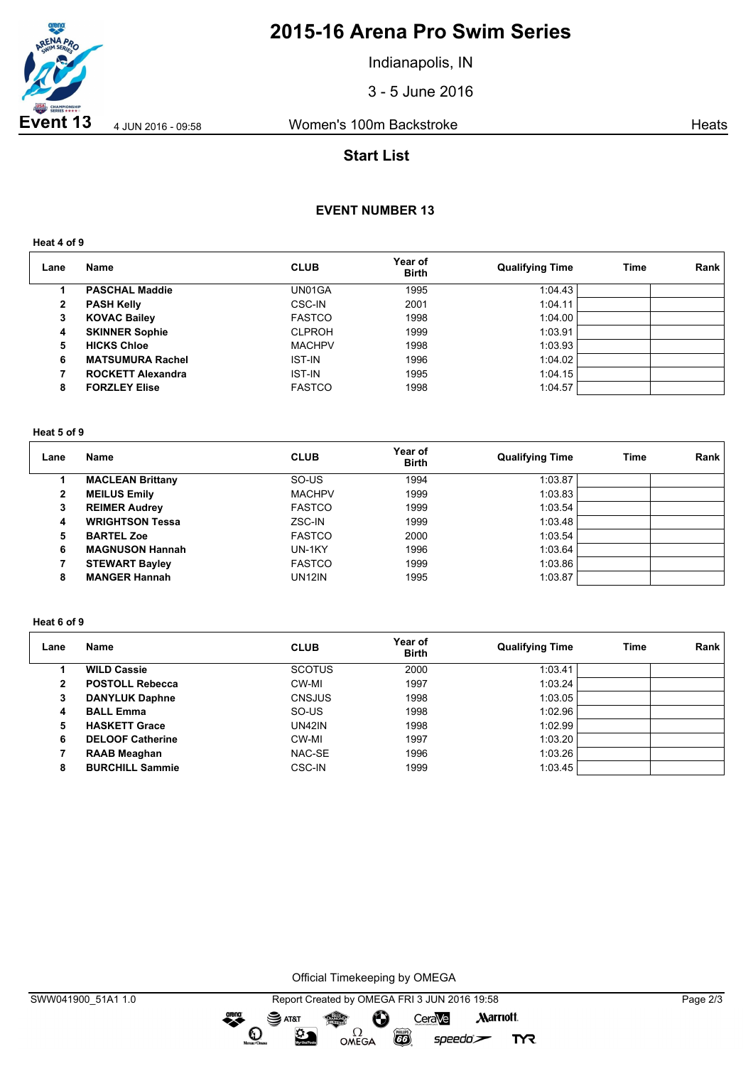# 2015-16 Arena Pro Swim Series

Indianapolis, IN

3 - 5 June 2016

**Event 13** 4 JUN 2016 - 09:58 Women's 100m Backstroke Heats

## Start List

### EVENT NUMBER 13

**Heat 4 of 9**

| Lane | Name | CLUB | Year of Birth | Qualifying Time | Time | Rank |
|---|---|---|---|---|---|---|
| 1 | **PASCHAL Maddie** | UN01GA | 1995 | 1:04.43 | | |
| 2 | **PASH Kelly** | CSC-IN | 2001 | 1:04.11 | | |
| 3 | **KOVAC Bailey** | FASTCO | 1998 | 1:04.00 | | |
| 4 | **SKINNER Sophie** | CLPROH | 1999 | 1:03.91 | | |
| 5 | **HICKS Chloe** | MACHPV | 1998 | 1:03.93 | | |
| 6 | **MATSUMURA Rachel** | IST-IN | 1996 | 1:04.02 | | |
| 7 | **ROCKETT Alexandra** | IST-IN | 1995 | 1:04.15 | | |
| 8 | **FORZLEY Elise** | FASTCO | 1998 | 1:04.57 | | |

**Heat 5 of 9**

| Lane | Name | CLUB | Year of Birth | Qualifying Time | Time | Rank |
|---|---|---|---|---|---|---|
| 1 | **MACLEAN Brittany** | SO-US | 1994 | 1:03.87 | | |
| 2 | **MEILUS Emily** | MACHPV | 1999 | 1:03.83 | | |
| 3 | **REIMER Audrey** | FASTCO | 1999 | 1:03.54 | | |
| 4 | **WRIGHTSON Tessa** | ZSC-IN | 1999 | 1:03.48 | | |
| 5 | **BARTEL Zoe** | FASTCO | 2000 | 1:03.54 | | |
| 6 | **MAGNUSON Hannah** | UN-1KY | 1996 | 1:03.64 | | |
| 7 | **STEWART Bayley** | FASTCO | 1999 | 1:03.86 | | |
| 8 | **MANGER Hannah** | UN12IN | 1995 | 1:03.87 | | |

**Heat 6 of 9**

| Lane | Name | CLUB | Year of Birth | Qualifying Time | Time | Rank |
|---|---|---|---|---|---|---|
| 1 | **WILD Cassie** | SCOTUS | 2000 | 1:03.41 | | |
| 2 | **POSTOLL Rebecca** | CW-MI | 1997 | 1:03.24 | | |
| 3 | **DANYLUK Daphne** | CNSJUS | 1998 | 1:03.05 | | |
| 4 | **BALL Emma** | SO-US | 1998 | 1:02.96 | | |
| 5 | **HASKETT Grace** | UN42IN | 1998 | 1:02.99 | | |
| 6 | **DELOOF Catherine** | CW-MI | 1997 | 1:03.20 | | |
| 7 | **RAAB Meaghan** | NAC-SE | 1996 | 1:03.26 | | |
| 8 | **BURCHILL Sammie** | CSC-IN | 1999 | 1:03.45 | | |

Official Timekeeping by OMEGA

SWW041900_51A1 1.0 Report Created by OMEGA FRI 3 JUN 2016 19:58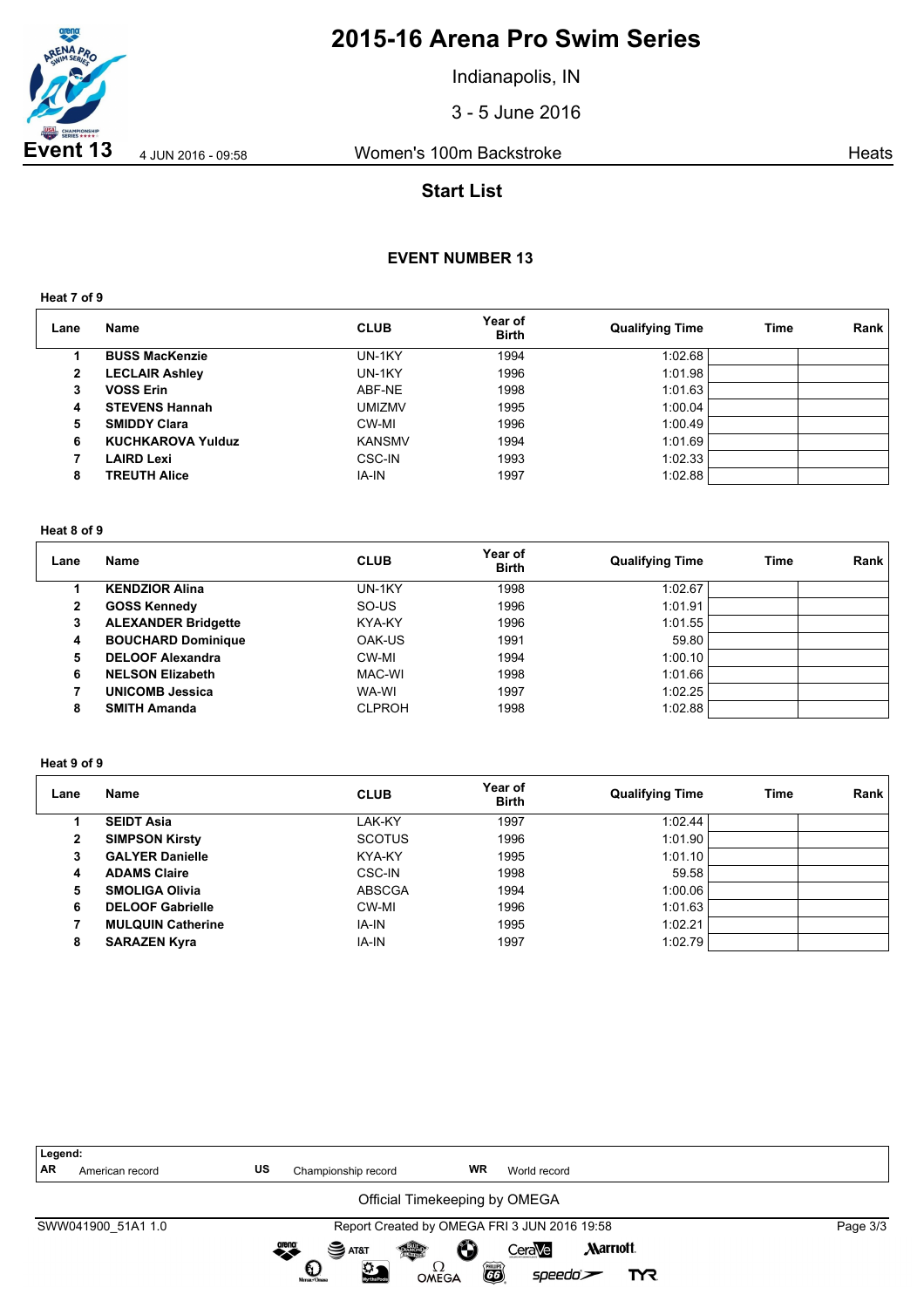# 2015-16 Arena Pro Swim Series

Indianapolis, IN

3 - 5 June 2016

**Event 13** 4 JUN 2016 - 09:58 Women's 100m Backstroke Heats

## Start List

### EVENT NUMBER 13

**Heat 7 of 9**

| Lane | Name | CLUB | Year of Birth | Qualifying Time | Time | Rank |
|---|---|---|---|---|---|---|
| 1 | **BUSS MacKenzie** | UN-1KY | 1994 | 1:02.68 | | |
| 2 | **LECLAIR Ashley** | UN-1KY | 1996 | 1:01.98 | | |
| 3 | **VOSS Erin** | ABF-NE | 1998 | 1:01.63 | | |
| 4 | **STEVENS Hannah** | UMIZMV | 1995 | 1:00.04 | | |
| 5 | **SMIDDY Clara** | CW-MI | 1996 | 1:00.49 | | |
| 6 | **KUCHKAROVA Yulduz** | KANSMV | 1994 | 1:01.69 | | |
| 7 | **LAIRD Lexi** | CSC-IN | 1993 | 1:02.33 | | |
| 8 | **TREUTH Alice** | IA-IN | 1997 | 1:02.88 | | |

**Heat 8 of 9**

| Lane | Name | CLUB | Year of Birth | Qualifying Time | Time | Rank |
|---|---|---|---|---|---|---|
| 1 | **KENDZIOR Alina** | UN-1KY | 1998 | 1:02.67 | | |
| 2 | **GOSS Kennedy** | SO-US | 1996 | 1:01.91 | | |
| 3 | **ALEXANDER Bridgette** | KYA-KY | 1996 | 1:01.55 | | |
| 4 | **BOUCHARD Dominique** | OAK-US | 1991 | 59.80 | | |
| 5 | **DELOOF Alexandra** | CW-MI | 1994 | 1:00.10 | | |
| 6 | **NELSON Elizabeth** | MAC-WI | 1998 | 1:01.66 | | |
| 7 | **UNICOMB Jessica** | WA-WI | 1997 | 1:02.25 | | |
| 8 | **SMITH Amanda** | CLPROH | 1998 | 1:02.88 | | |

**Heat 9 of 9**

| Lane | Name | CLUB | Year of Birth | Qualifying Time | Time | Rank |
|---|---|---|---|---|---|---|
| 1 | **SEIDT Asia** | LAK-KY | 1997 | 1:02.44 | | |
| 2 | **SIMPSON Kirsty** | SCOTUS | 1996 | 1:01.90 | | |
| 3 | **GALYER Danielle** | KYA-KY | 1995 | 1:01.10 | | |
| 4 | **ADAMS Claire** | CSC-IN | 1998 | 59.58 | | |
| 5 | **SMOLIGA Olivia** | ABSCGA | 1994 | 1:00.06 | | |
| 6 | **DELOOF Gabrielle** | CW-MI | 1996 | 1:01.63 | | |
| 7 | **MULQUIN Catherine** | IA-IN | 1995 | 1:02.21 | | |
| 8 | **SARAZEN Kyra** | IA-IN | 1997 | 1:02.79 | | |

**Legend:**
**AR** American record **US** Championship record **WR** World record

Official Timekeeping by OMEGA

SWW041900_51A1 1.0 Report Created by OMEGA FRI 3 JUN 2016 19:58